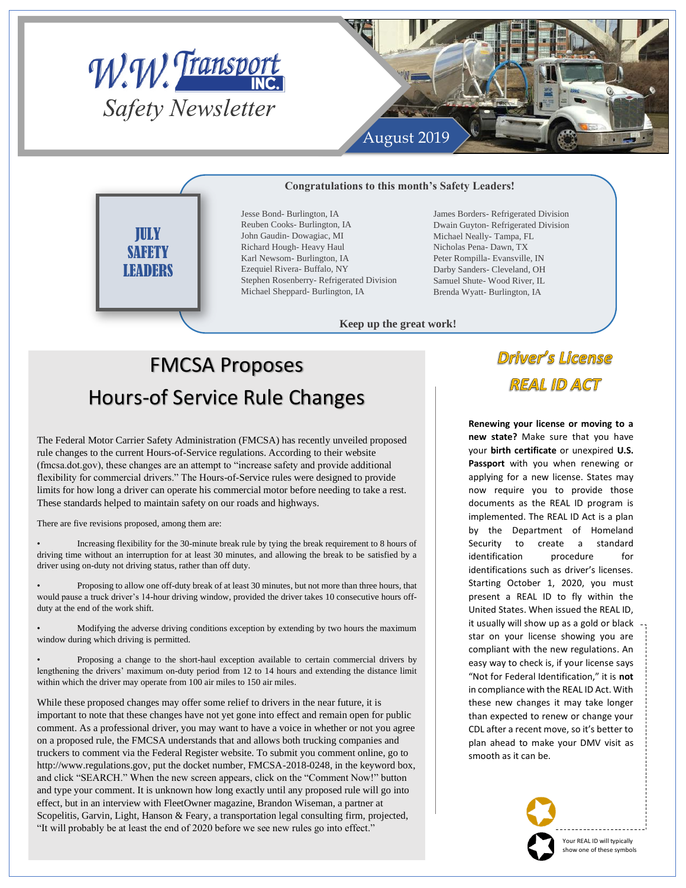# W.W. Transport INC.

## Safety Newsletter

August 2019

### JULY SAFETY LEADERS

**Congratulations to this month's Safety Leaders!**

Jesse Bond- Burlington, IA
Reuben Cooks- Burlington, IA
John Gaudin- Dowagiac, MI
Richard Hough- Heavy Haul
Karl Newsom- Burlington, IA
Ezequiel Rivera- Buffalo, NY
Stephen Rosenberry- Refrigerated Division
Michael Sheppard- Burlington, IA

James Borders- Refrigerated Division
Dwain Guyton- Refrigerated Division
Michael Neally- Tampa, FL
Nicholas Pena- Dawn, TX
Peter Rompilla- Evansville, IN
Darby Sanders- Cleveland, OH
Samuel Shute- Wood River, IL
Brenda Wyatt- Burlington, IA

**Keep up the great work!**

## FMCSA Proposes Hours-of Service Rule Changes

The Federal Motor Carrier Safety Administration (FMCSA) has recently unveiled proposed rule changes to the current Hours-of-Service regulations. According to their website (fmcsa.dot.gov), these changes are an attempt to "increase safety and provide additional flexibility for commercial drivers." The Hours-of-Service rules were designed to provide limits for how long a driver can operate his commercial motor before needing to take a rest. These standards helped to maintain safety on our roads and highways.

There are five revisions proposed, among them are:

- Increasing flexibility for the 30-minute break rule by tying the break requirement to 8 hours of driving time without an interruption for at least 30 minutes, and allowing the break to be satisfied by a driver using on-duty not driving status, rather than off duty.
- Proposing to allow one off-duty break of at least 30 minutes, but not more than three hours, that would pause a truck driver's 14-hour driving window, provided the driver takes 10 consecutive hours off-duty at the end of the work shift.
- Modifying the adverse driving conditions exception by extending by two hours the maximum window during which driving is permitted.
- Proposing a change to the short-haul exception available to certain commercial drivers by lengthening the drivers' maximum on-duty period from 12 to 14 hours and extending the distance limit within which the driver may operate from 100 air miles to 150 air miles.

While these proposed changes may offer some relief to drivers in the near future, it is important to note that these changes have not yet gone into effect and remain open for public comment. As a professional driver, you may want to have a voice in whether or not you agree on a proposed rule, the FMCSA understands that and allows both trucking companies and truckers to comment via the Federal Register website. To submit you comment online, go to http://www.regulations.gov, put the docket number, FMCSA-2018-0248, in the keyword box, and click "SEARCH." When the new screen appears, click on the "Comment Now!" button and type your comment. It is unknown how long exactly until any proposed rule will go into effect, but in an interview with FleetOwner magazine, Brandon Wiseman, a partner at Scopelitis, Garvin, Light, Hanson & Feary, a transportation legal consulting firm, projected, "It will probably be at least the end of 2020 before we see new rules go into effect."

## *Driver's License REAL ID ACT*

**Renewing your license or moving to a new state?** Make sure that you have your **birth certificate** or unexpired **U.S. Passport** with you when renewing or applying for a new license. States may now require you to provide those documents as the REAL ID program is implemented. The REAL ID Act is a plan by the Department of Homeland Security to create a standard identification procedure for identifications such as driver's licenses. Starting October 1, 2020, you must present a REAL ID to fly within the United States. When issued the REAL ID, it usually will show up as a gold or black star on your license showing you are compliant with the new regulations. An easy way to check is, if your license says "Not for Federal Identification," it is **not** in compliance with the REAL ID Act. With these new changes it may take longer than expected to renew or change your CDL after a recent move, so it's better to plan ahead to make your DMV visit as smooth as it can be.

Your REAL ID will typically show one of these symbols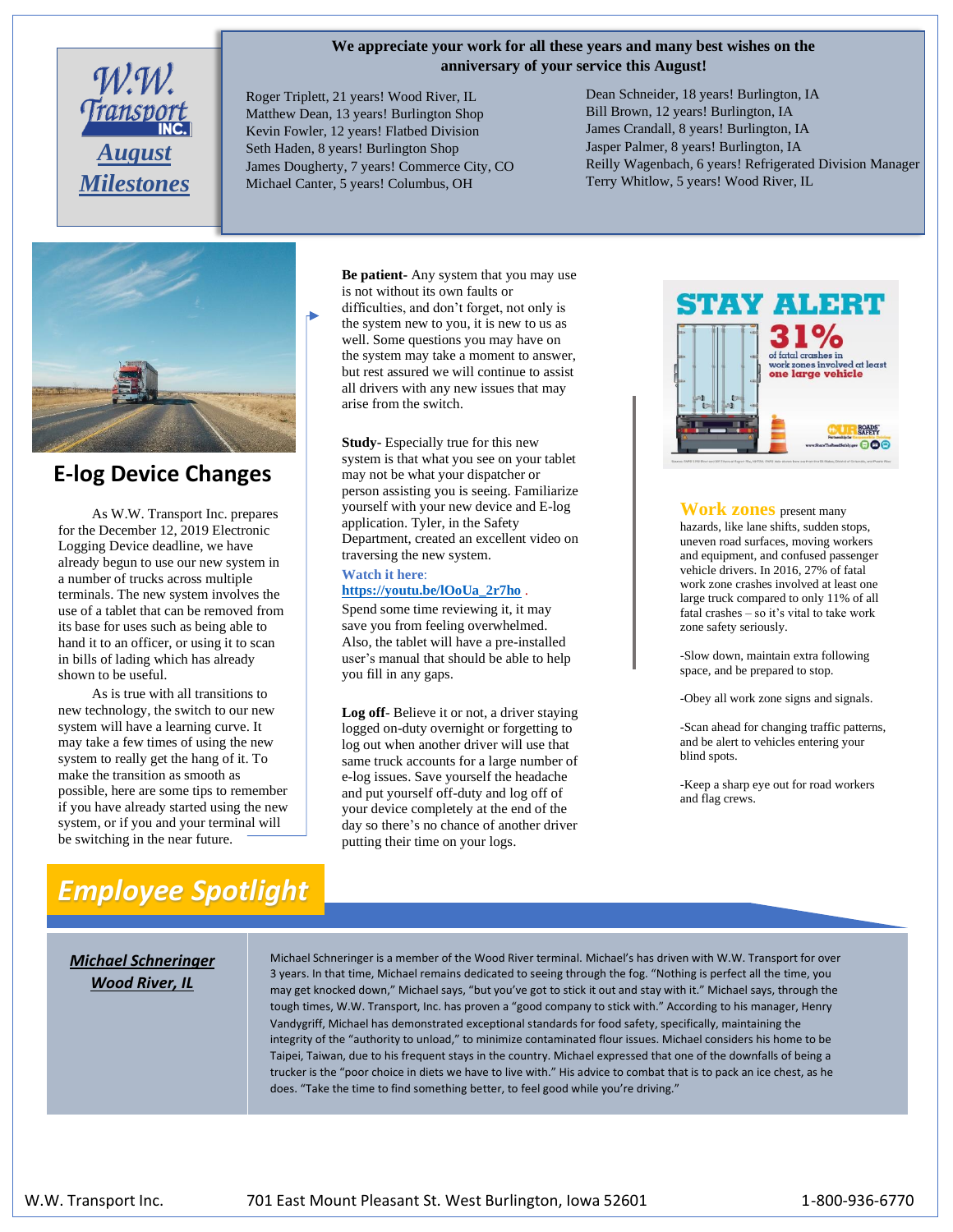# W.W. Transport INC.

## August Milestones

**We appreciate your work for all these years and many best wishes on the anniversary of your service this August!**

Roger Triplett, 21 years! Wood River, IL
Matthew Dean, 13 years! Burlington Shop
Kevin Fowler, 12 years! Flatbed Division
Seth Haden, 8 years! Burlington Shop
James Dougherty, 7 years! Commerce City, CO
Michael Canter, 5 years! Columbus, OH

Dean Schneider, 18 years! Burlington, IA
Bill Brown, 12 years! Burlington, IA
James Crandall, 8 years! Burlington, IA
Jasper Palmer, 8 years! Burlington, IA
Reilly Wagenbach, 6 years! Refrigerated Division Manager
Terry Whitlow, 5 years! Wood River, IL

## E-log Device Changes

As W.W. Transport Inc. prepares for the December 12, 2019 Electronic Logging Device deadline, we have already begun to use our new system in a number of trucks across multiple terminals. The new system involves the use of a tablet that can be removed from its base for uses such as being able to hand it to an officer, or using it to scan in bills of lading which has already shown to be useful.

As is true with all transitions to new technology, the switch to our new system will have a learning curve. It may take a few times of using the new system to really get the hang of it. To make the transition as smooth as possible, here are some tips to remember if you have already started using the new system, or if you and your terminal will be switching in the near future.

**Be patient-** Any system that you may use is not without its own faults or difficulties, and don't forget, not only is the system new to you, it is new to us as well. Some questions you may have on the system may take a moment to answer, but rest assured we will continue to assist all drivers with any new issues that may arise from the switch.

**Study-** Especially true for this new system is that what you see on your tablet may not be what your dispatcher or person assisting you is seeing. Familiarize yourself with your new device and E-log application. Tyler, in the Safety Department, created an excellent video on traversing the new system.

**Watch it here: https://youtu.be/lOoUa_2r7ho .**

Spend some time reviewing it, it may save you from feeling overwhelmed. Also, the tablet will have a pre-installed user's manual that should be able to help you fill in any gaps.

**Log off-** Believe it or not, a driver staying logged on-duty overnight or forgetting to log out when another driver will use that same truck accounts for a large number of e-log issues. Save yourself the headache and put yourself off-duty and log off of your device completely at the end of the day so there's no chance of another driver putting their time on your logs.

STAY ALERT
31%
of fatal crashes in work zones involved at least one large vehicle

**Work zones** present many hazards, like lane shifts, sudden stops, uneven road surfaces, moving workers and equipment, and confused passenger vehicle drivers. In 2016, 27% of fatal work zone crashes involved at least one large truck compared to only 11% of all fatal crashes – so it's vital to take work zone safety seriously.

-Slow down, maintain extra following space, and be prepared to stop.

-Obey all work zone signs and signals.

-Scan ahead for changing traffic patterns, and be alert to vehicles entering your blind spots.

-Keep a sharp eye out for road workers and flag crews.

## Employee Spotlight

***Michael Schneringer***
***Wood River, IL***

Michael Schneringer is a member of the Wood River terminal. Michael's has driven with W.W. Transport for over 3 years. In that time, Michael remains dedicated to seeing through the fog. "Nothing is perfect all the time, you may get knocked down," Michael says, "but you've got to stick it out and stay with it." Michael says, through the tough times, W.W. Transport, Inc. has proven a "good company to stick with." According to his manager, Henry Vandygriff, Michael has demonstrated exceptional standards for food safety, specifically, maintaining the integrity of the "authority to unload," to minimize contaminated flour issues. Michael considers his home to be Taipei, Taiwan, due to his frequent stays in the country. Michael expressed that one of the downfalls of being a trucker is the "poor choice in diets we have to live with." His advice to combat that is to pack an ice chest, as he does. "Take the time to find something better, to feel good while you're driving."

W.W. Transport Inc. 701 East Mount Pleasant St. West Burlington, Iowa 52601 1-800-936-6770